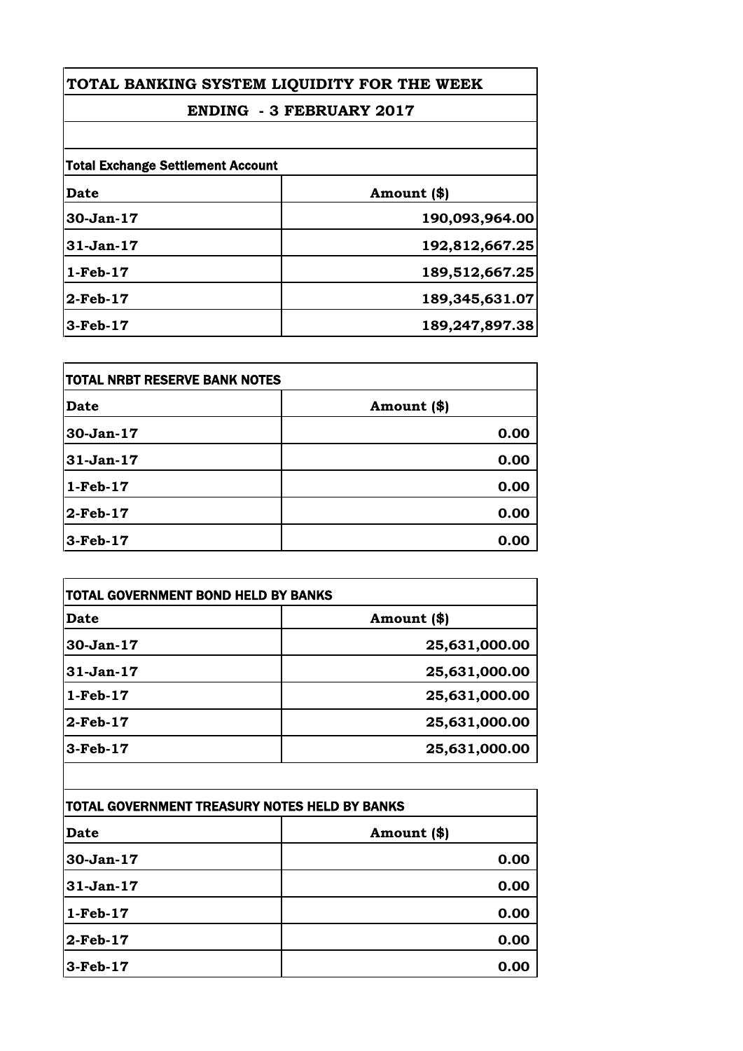# TOTAL BANKING SYSTEM LIQUIDITY FOR THE WEEK

## ENDING - 3 FEBRUARY 2017

**Total Exchange Settlement Account**

| Date | Amount ($) |
|---|---|
| 30-Jan-17 | 190,093,964.00 |
| 31-Jan-17 | 192,812,667.25 |
| 1-Feb-17 | 189,512,667.25 |
| 2-Feb-17 | 189,345,631.07 |
| 3-Feb-17 | 189,247,897.38 |

**TOTAL NRBT RESERVE BANK NOTES**

| Date | Amount ($) |
|---|---|
| 30-Jan-17 | 0.00 |
| 31-Jan-17 | 0.00 |
| 1-Feb-17 | 0.00 |
| 2-Feb-17 | 0.00 |
| 3-Feb-17 | 0.00 |

**TOTAL GOVERNMENT BOND HELD BY BANKS**

| Date | Amount ($) |
|---|---|
| 30-Jan-17 | 25,631,000.00 |
| 31-Jan-17 | 25,631,000.00 |
| 1-Feb-17 | 25,631,000.00 |
| 2-Feb-17 | 25,631,000.00 |
| 3-Feb-17 | 25,631,000.00 |

**TOTAL GOVERNMENT TREASURY NOTES HELD BY BANKS**

| Date | Amount ($) |
|---|---|
| 30-Jan-17 | 0.00 |
| 31-Jan-17 | 0.00 |
| 1-Feb-17 | 0.00 |
| 2-Feb-17 | 0.00 |
| 3-Feb-17 | 0.00 |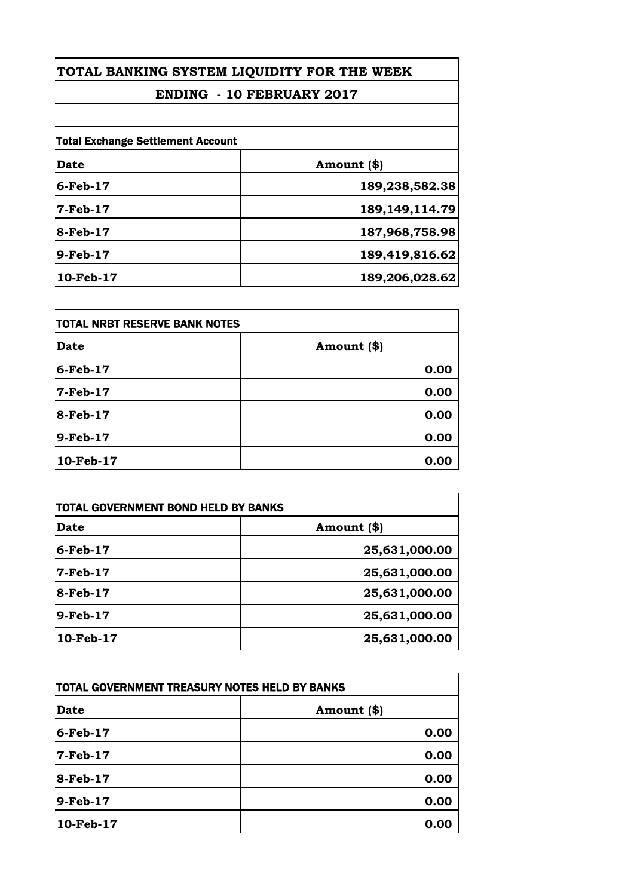# TOTAL BANKING SYSTEM LIQUIDITY FOR THE WEEK

## ENDING - 10 FEBRUARY 2017

| Total Exchange Settlement Account | |
|---|---|
| **Date** | **Amount ($)** |
| 6-Feb-17 | 189,238,582.38 |
| 7-Feb-17 | 189,149,114.79 |
| 8-Feb-17 | 187,968,758.98 |
| 9-Feb-17 | 189,419,816.62 |
| 10-Feb-17 | 189,206,028.62 |

| TOTAL NRBT RESERVE BANK NOTES | |
|---|---|
| **Date** | **Amount ($)** |
| 6-Feb-17 | 0.00 |
| 7-Feb-17 | 0.00 |
| 8-Feb-17 | 0.00 |
| 9-Feb-17 | 0.00 |
| 10-Feb-17 | 0.00 |

| TOTAL GOVERNMENT BOND HELD BY BANKS | |
|---|---|
| **Date** | **Amount ($)** |
| 6-Feb-17 | 25,631,000.00 |
| 7-Feb-17 | 25,631,000.00 |
| 8-Feb-17 | 25,631,000.00 |
| 9-Feb-17 | 25,631,000.00 |
| 10-Feb-17 | 25,631,000.00 |

| TOTAL GOVERNMENT TREASURY NOTES HELD BY BANKS | |
|---|---|
| **Date** | **Amount ($)** |
| 6-Feb-17 | 0.00 |
| 7-Feb-17 | 0.00 |
| 8-Feb-17 | 0.00 |
| 9-Feb-17 | 0.00 |
| 10-Feb-17 | 0.00 |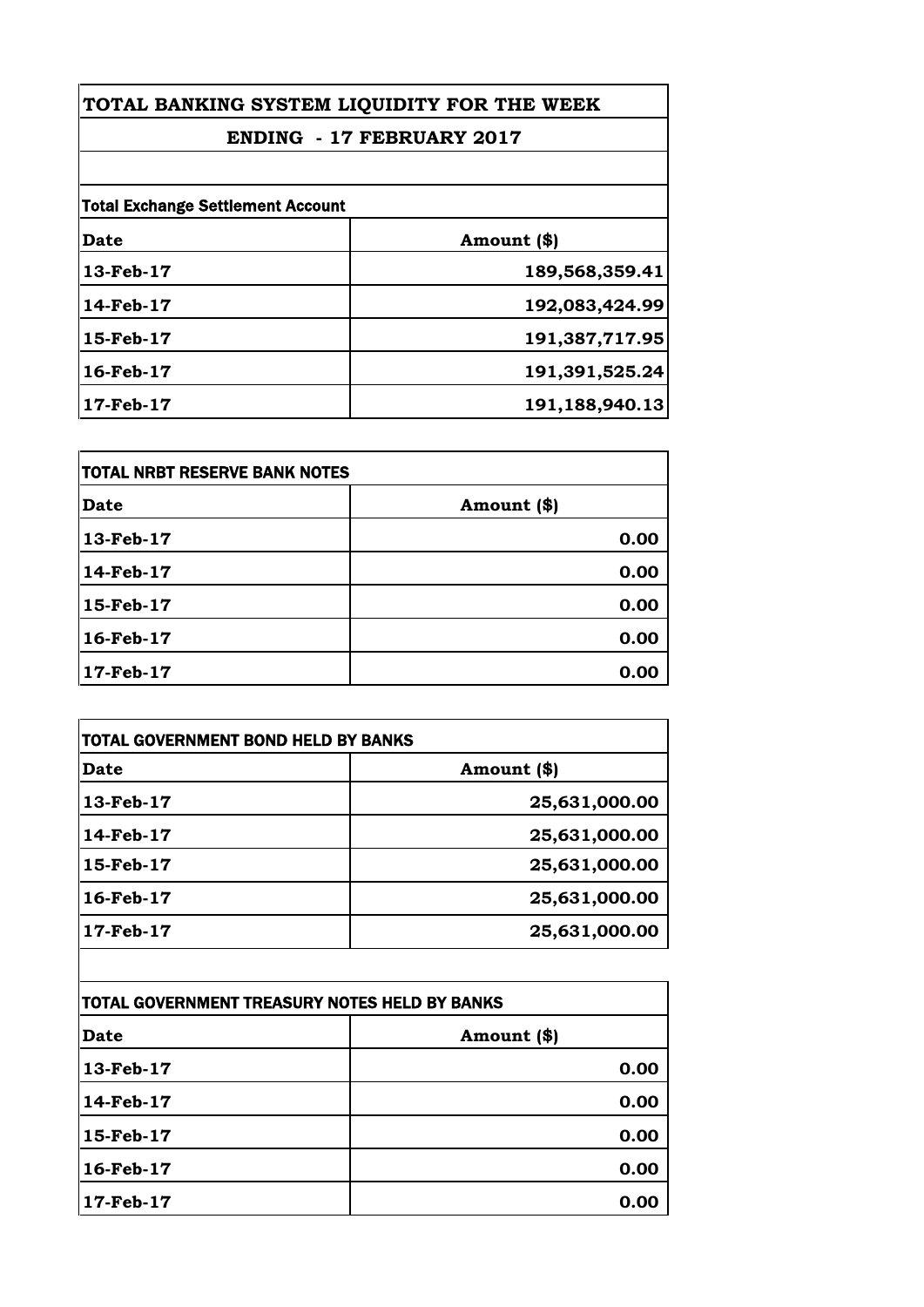# TOTAL BANKING SYSTEM LIQUIDITY FOR THE WEEK

## ENDING - 17 FEBRUARY 2017

| Total Exchange Settlement Account | |
|---|---|
| **Date** | **Amount ($)** |
| 13-Feb-17 | 189,568,359.41 |
| 14-Feb-17 | 192,083,424.99 |
| 15-Feb-17 | 191,387,717.95 |
| 16-Feb-17 | 191,391,525.24 |
| 17-Feb-17 | 191,188,940.13 |

| TOTAL NRBT RESERVE BANK NOTES | |
|---|---|
| **Date** | **Amount ($)** |
| 13-Feb-17 | 0.00 |
| 14-Feb-17 | 0.00 |
| 15-Feb-17 | 0.00 |
| 16-Feb-17 | 0.00 |
| 17-Feb-17 | 0.00 |

| TOTAL GOVERNMENT BOND HELD BY BANKS | |
|---|---|
| **Date** | **Amount ($)** |
| 13-Feb-17 | 25,631,000.00 |
| 14-Feb-17 | 25,631,000.00 |
| 15-Feb-17 | 25,631,000.00 |
| 16-Feb-17 | 25,631,000.00 |
| 17-Feb-17 | 25,631,000.00 |

| TOTAL GOVERNMENT TREASURY NOTES HELD BY BANKS | |
|---|---|
| **Date** | **Amount ($)** |
| 13-Feb-17 | 0.00 |
| 14-Feb-17 | 0.00 |
| 15-Feb-17 | 0.00 |
| 16-Feb-17 | 0.00 |
| 17-Feb-17 | 0.00 |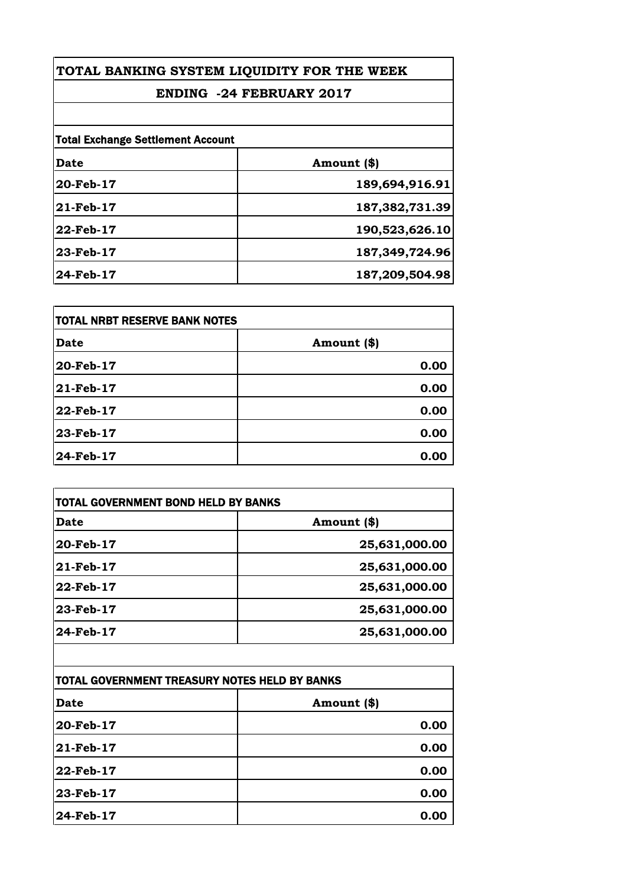# TOTAL BANKING SYSTEM LIQUIDITY FOR THE WEEK

## ENDING -24 FEBRUARY 2017

**Total Exchange Settlement Account**

| Date | Amount ($) |
| --- | --- |
| 20-Feb-17 | 189,694,916.91 |
| 21-Feb-17 | 187,382,731.39 |
| 22-Feb-17 | 190,523,626.10 |
| 23-Feb-17 | 187,349,724.96 |
| 24-Feb-17 | 187,209,504.98 |

**TOTAL NRBT RESERVE BANK NOTES**

| Date | Amount ($) |
| --- | --- |
| 20-Feb-17 | 0.00 |
| 21-Feb-17 | 0.00 |
| 22-Feb-17 | 0.00 |
| 23-Feb-17 | 0.00 |
| 24-Feb-17 | 0.00 |

**TOTAL GOVERNMENT BOND HELD BY BANKS**

| Date | Amount ($) |
| --- | --- |
| 20-Feb-17 | 25,631,000.00 |
| 21-Feb-17 | 25,631,000.00 |
| 22-Feb-17 | 25,631,000.00 |
| 23-Feb-17 | 25,631,000.00 |
| 24-Feb-17 | 25,631,000.00 |

**TOTAL GOVERNMENT TREASURY NOTES HELD BY BANKS**

| Date | Amount ($) |
| --- | --- |
| 20-Feb-17 | 0.00 |
| 21-Feb-17 | 0.00 |
| 22-Feb-17 | 0.00 |
| 23-Feb-17 | 0.00 |
| 24-Feb-17 | 0.00 |